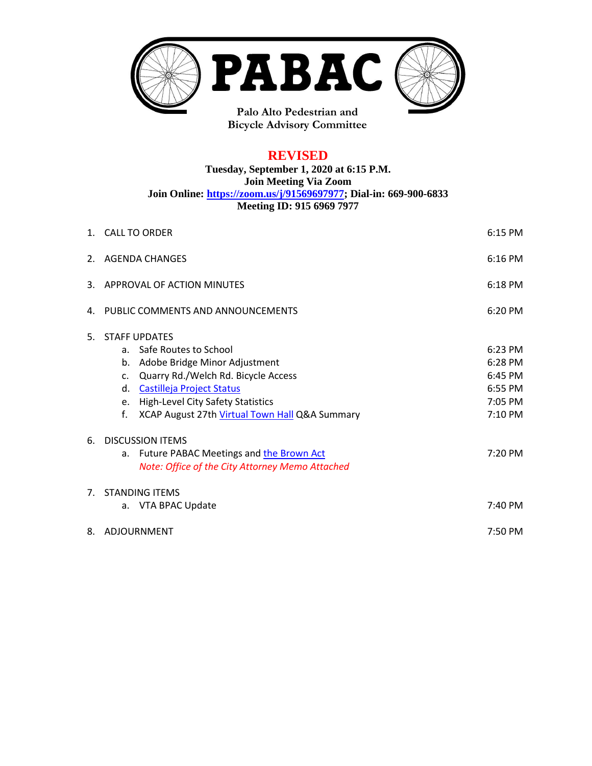# PABAC

**Palo Alto Pedestrian and Bicycle Advisory Committee**

## REVISED

**Tuesday, September 1, 2020 at 6:15 P.M.**
**Join Meeting Via Zoom**
**Join Online: https://zoom.us/j/91569697977; Dial-in: 669-900-6833**
**Meeting ID: 915 6969 7977**

| | |
|---|---|
| 1. CALL TO ORDER | 6:15 PM |
| 2. AGENDA CHANGES | 6:16 PM |
| 3. APPROVAL OF ACTION MINUTES | 6:18 PM |
| 4. PUBLIC COMMENTS AND ANNOUNCEMENTS | 6:20 PM |
| 5. STAFF UPDATES | |
| a. Safe Routes to School | 6:23 PM |
| b. Adobe Bridge Minor Adjustment | 6:28 PM |
| c. Quarry Rd./Welch Rd. Bicycle Access | 6:45 PM |
| d. Castilleja Project Status | 6:55 PM |
| e. High-Level City Safety Statistics | 7:05 PM |
| f. XCAP August 27th Virtual Town Hall Q&A Summary | 7:10 PM |
| 6. DISCUSSION ITEMS | |
| a. Future PABAC Meetings and the Brown Act *Note: Office of the City Attorney Memo Attached* | 7:20 PM |
| 7. STANDING ITEMS | |
| a. VTA BPAC Update | 7:40 PM |
| 8. ADJOURNMENT | 7:50 PM |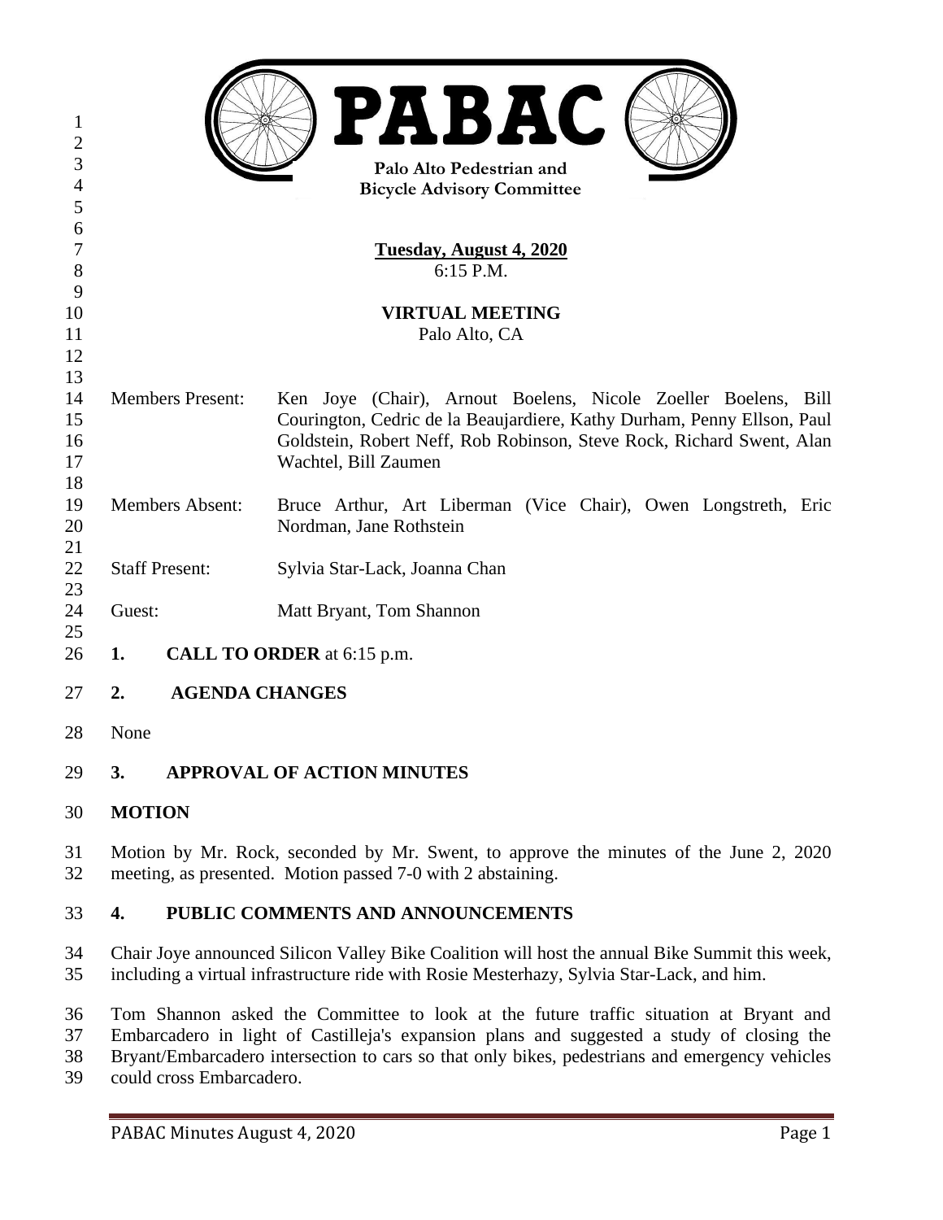# PABAC

**Palo Alto Pedestrian and Bicycle Advisory Committee**

**Tuesday, August 4, 2020**
6:15 P.M.

**VIRTUAL MEETING**
Palo Alto, CA

Members Present: Ken Joye (Chair), Arnout Boelens, Nicole Zoeller Boelens, Bill Courington, Cedric de la Beaujardiere, Kathy Durham, Penny Ellson, Paul Goldstein, Robert Neff, Rob Robinson, Steve Rock, Richard Swent, Alan Wachtel, Bill Zaumen

Members Absent: Bruce Arthur, Art Liberman (Vice Chair), Owen Longstreth, Eric Nordman, Jane Rothstein

Staff Present: Sylvia Star-Lack, Joanna Chan

Guest: Matt Bryant, Tom Shannon

## 1. CALL TO ORDER at 6:15 p.m.

## 2. AGENDA CHANGES

None

## 3. APPROVAL OF ACTION MINUTES

**MOTION**

Motion by Mr. Rock, seconded by Mr. Swent, to approve the minutes of the June 2, 2020 meeting, as presented. Motion passed 7-0 with 2 abstaining.

## 4. PUBLIC COMMENTS AND ANNOUNCEMENTS

Chair Joye announced Silicon Valley Bike Coalition will host the annual Bike Summit this week, including a virtual infrastructure ride with Rosie Mesterhazy, Sylvia Star-Lack, and him.

Tom Shannon asked the Committee to look at the future traffic situation at Bryant and Embarcadero in light of Castilleja's expansion plans and suggested a study of closing the Bryant/Embarcadero intersection to cars so that only bikes, pedestrians and emergency vehicles could cross Embarcadero.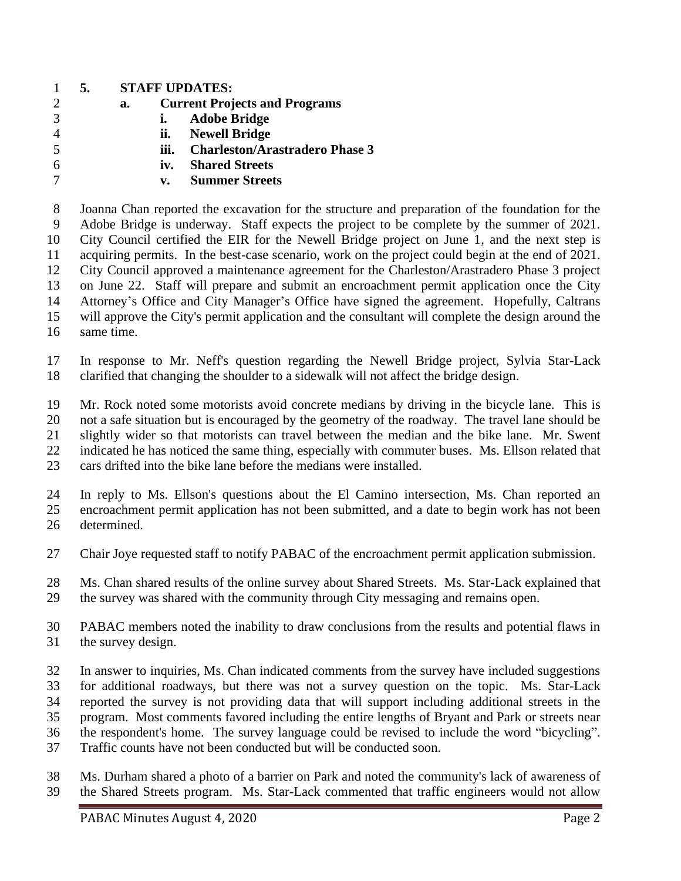**5. STAFF UPDATES:**

**a. Current Projects and Programs**

**i. Adobe Bridge**

**ii. Newell Bridge**

**iii. Charleston/Arastradero Phase 3**

**iv. Shared Streets**

**v. Summer Streets**

Joanna Chan reported the excavation for the structure and preparation of the foundation for the Adobe Bridge is underway. Staff expects the project to be complete by the summer of 2021. City Council certified the EIR for the Newell Bridge project on June 1, and the next step is acquiring permits. In the best-case scenario, work on the project could begin at the end of 2021. City Council approved a maintenance agreement for the Charleston/Arastradero Phase 3 project on June 22. Staff will prepare and submit an encroachment permit application once the City Attorney's Office and City Manager's Office have signed the agreement. Hopefully, Caltrans will approve the City's permit application and the consultant will complete the design around the same time.

In response to Mr. Neff's question regarding the Newell Bridge project, Sylvia Star-Lack clarified that changing the shoulder to a sidewalk will not affect the bridge design.

Mr. Rock noted some motorists avoid concrete medians by driving in the bicycle lane. This is not a safe situation but is encouraged by the geometry of the roadway. The travel lane should be slightly wider so that motorists can travel between the median and the bike lane. Mr. Swent indicated he has noticed the same thing, especially with commuter buses. Ms. Ellson related that cars drifted into the bike lane before the medians were installed.

In reply to Ms. Ellson's questions about the El Camino intersection, Ms. Chan reported an encroachment permit application has not been submitted, and a date to begin work has not been determined.

Chair Joye requested staff to notify PABAC of the encroachment permit application submission.

Ms. Chan shared results of the online survey about Shared Streets. Ms. Star-Lack explained that the survey was shared with the community through City messaging and remains open.

PABAC members noted the inability to draw conclusions from the results and potential flaws in the survey design.

In answer to inquiries, Ms. Chan indicated comments from the survey have included suggestions for additional roadways, but there was not a survey question on the topic. Ms. Star-Lack reported the survey is not providing data that will support including additional streets in the program. Most comments favored including the entire lengths of Bryant and Park or streets near the respondent's home. The survey language could be revised to include the word "bicycling". Traffic counts have not been conducted but will be conducted soon.

Ms. Durham shared a photo of a barrier on Park and noted the community's lack of awareness of the Shared Streets program. Ms. Star-Lack commented that traffic engineers would not allow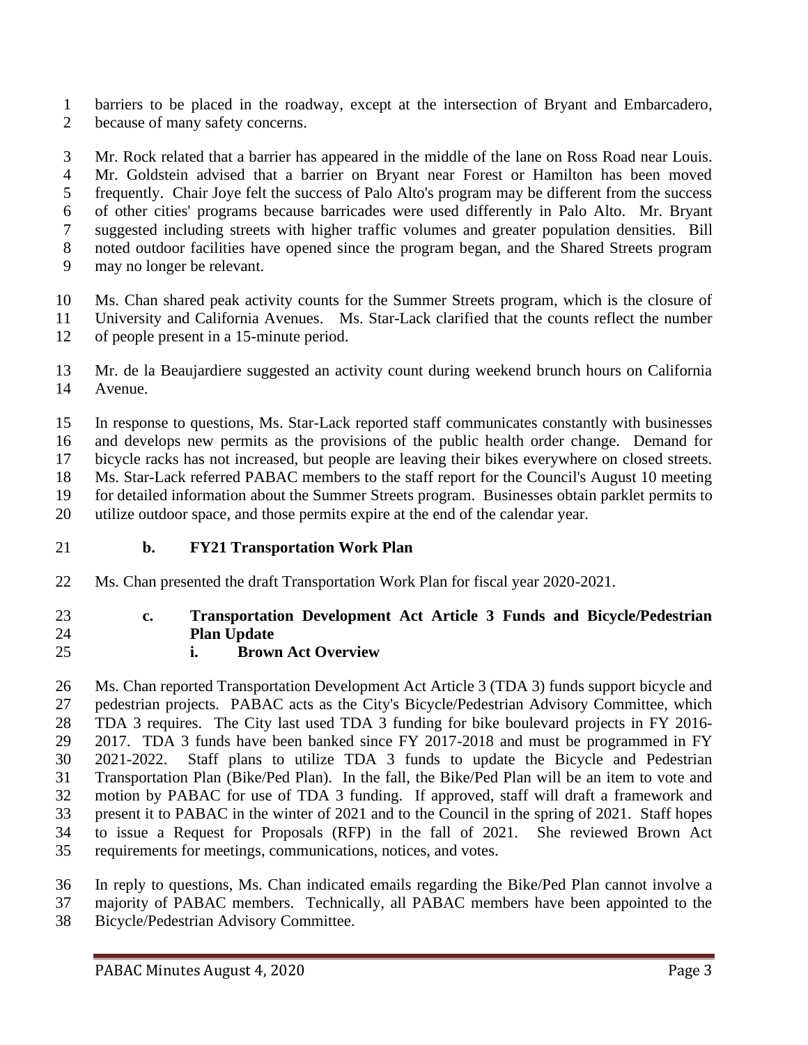barriers to be placed in the roadway, except at the intersection of Bryant and Embarcadero, because of many safety concerns.

Mr. Rock related that a barrier has appeared in the middle of the lane on Ross Road near Louis. Mr. Goldstein advised that a barrier on Bryant near Forest or Hamilton has been moved frequently. Chair Joye felt the success of Palo Alto's program may be different from the success of other cities' programs because barricades were used differently in Palo Alto. Mr. Bryant suggested including streets with higher traffic volumes and greater population densities. Bill noted outdoor facilities have opened since the program began, and the Shared Streets program may no longer be relevant.

Ms. Chan shared peak activity counts for the Summer Streets program, which is the closure of University and California Avenues. Ms. Star-Lack clarified that the counts reflect the number of people present in a 15-minute period.

Mr. de la Beaujardiere suggested an activity count during weekend brunch hours on California Avenue.

In response to questions, Ms. Star-Lack reported staff communicates constantly with businesses and develops new permits as the provisions of the public health order change. Demand for bicycle racks has not increased, but people are leaving their bikes everywhere on closed streets. Ms. Star-Lack referred PABAC members to the staff report for the Council's August 10 meeting for detailed information about the Summer Streets program. Businesses obtain parklet permits to utilize outdoor space, and those permits expire at the end of the calendar year.

**b. FY21 Transportation Work Plan**

Ms. Chan presented the draft Transportation Work Plan for fiscal year 2020-2021.

**c. Transportation Development Act Article 3 Funds and Bicycle/Pedestrian Plan Update**

**i. Brown Act Overview**

Ms. Chan reported Transportation Development Act Article 3 (TDA 3) funds support bicycle and pedestrian projects. PABAC acts as the City's Bicycle/Pedestrian Advisory Committee, which TDA 3 requires. The City last used TDA 3 funding for bike boulevard projects in FY 2016-2017. TDA 3 funds have been banked since FY 2017-2018 and must be programmed in FY 2021-2022. Staff plans to utilize TDA 3 funds to update the Bicycle and Pedestrian Transportation Plan (Bike/Ped Plan). In the fall, the Bike/Ped Plan will be an item to vote and motion by PABAC for use of TDA 3 funding. If approved, staff will draft a framework and present it to PABAC in the winter of 2021 and to the Council in the spring of 2021. Staff hopes to issue a Request for Proposals (RFP) in the fall of 2021. She reviewed Brown Act requirements for meetings, communications, notices, and votes.

In reply to questions, Ms. Chan indicated emails regarding the Bike/Ped Plan cannot involve a majority of PABAC members. Technically, all PABAC members have been appointed to the Bicycle/Pedestrian Advisory Committee.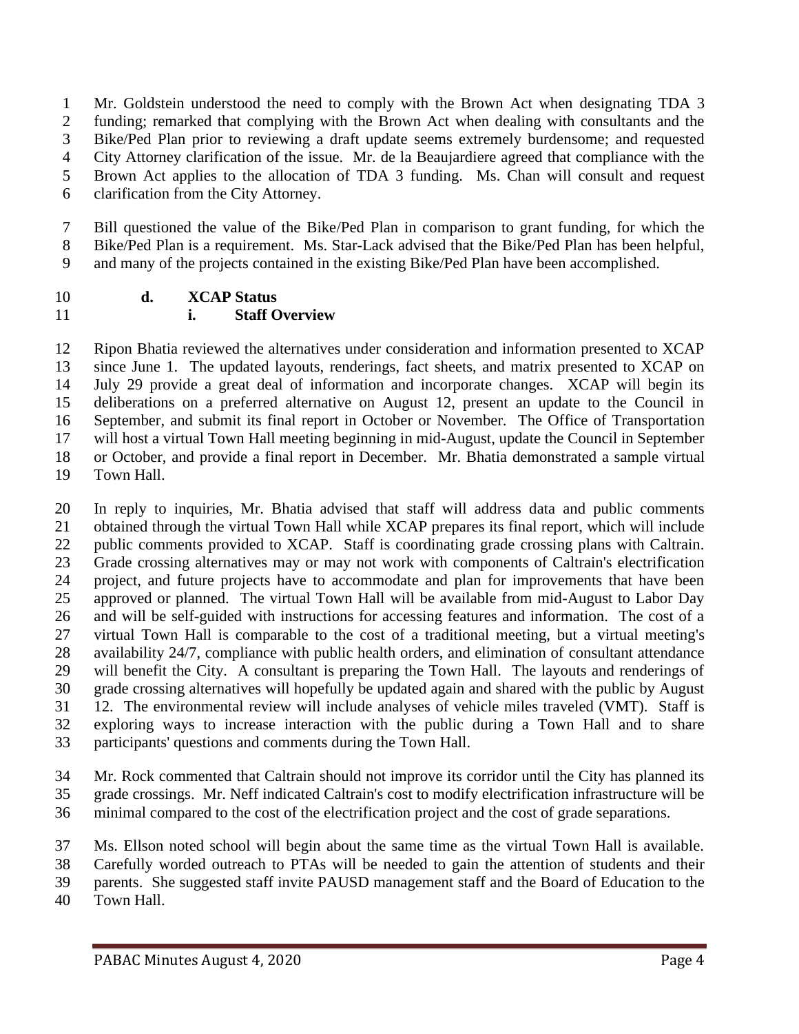Mr. Goldstein understood the need to comply with the Brown Act when designating TDA 3 funding; remarked that complying with the Brown Act when dealing with consultants and the Bike/Ped Plan prior to reviewing a draft update seems extremely burdensome; and requested City Attorney clarification of the issue. Mr. de la Beaujardiere agreed that compliance with the Brown Act applies to the allocation of TDA 3 funding. Ms. Chan will consult and request clarification from the City Attorney.

Bill questioned the value of the Bike/Ped Plan in comparison to grant funding, for which the Bike/Ped Plan is a requirement. Ms. Star-Lack advised that the Bike/Ped Plan has been helpful, and many of the projects contained in the existing Bike/Ped Plan have been accomplished.

**d. XCAP Status**

**i. Staff Overview**

Ripon Bhatia reviewed the alternatives under consideration and information presented to XCAP since June 1. The updated layouts, renderings, fact sheets, and matrix presented to XCAP on July 29 provide a great deal of information and incorporate changes. XCAP will begin its deliberations on a preferred alternative on August 12, present an update to the Council in September, and submit its final report in October or November. The Office of Transportation will host a virtual Town Hall meeting beginning in mid-August, update the Council in September or October, and provide a final report in December. Mr. Bhatia demonstrated a sample virtual Town Hall.

In reply to inquiries, Mr. Bhatia advised that staff will address data and public comments obtained through the virtual Town Hall while XCAP prepares its final report, which will include public comments provided to XCAP. Staff is coordinating grade crossing plans with Caltrain. Grade crossing alternatives may or may not work with components of Caltrain's electrification project, and future projects have to accommodate and plan for improvements that have been approved or planned. The virtual Town Hall will be available from mid-August to Labor Day and will be self-guided with instructions for accessing features and information. The cost of a virtual Town Hall is comparable to the cost of a traditional meeting, but a virtual meeting's availability 24/7, compliance with public health orders, and elimination of consultant attendance will benefit the City. A consultant is preparing the Town Hall. The layouts and renderings of grade crossing alternatives will hopefully be updated again and shared with the public by August 12. The environmental review will include analyses of vehicle miles traveled (VMT). Staff is exploring ways to increase interaction with the public during a Town Hall and to share participants' questions and comments during the Town Hall.

Mr. Rock commented that Caltrain should not improve its corridor until the City has planned its grade crossings. Mr. Neff indicated Caltrain's cost to modify electrification infrastructure will be minimal compared to the cost of the electrification project and the cost of grade separations.

Ms. Ellson noted school will begin about the same time as the virtual Town Hall is available. Carefully worded outreach to PTAs will be needed to gain the attention of students and their parents. She suggested staff invite PAUSD management staff and the Board of Education to the Town Hall.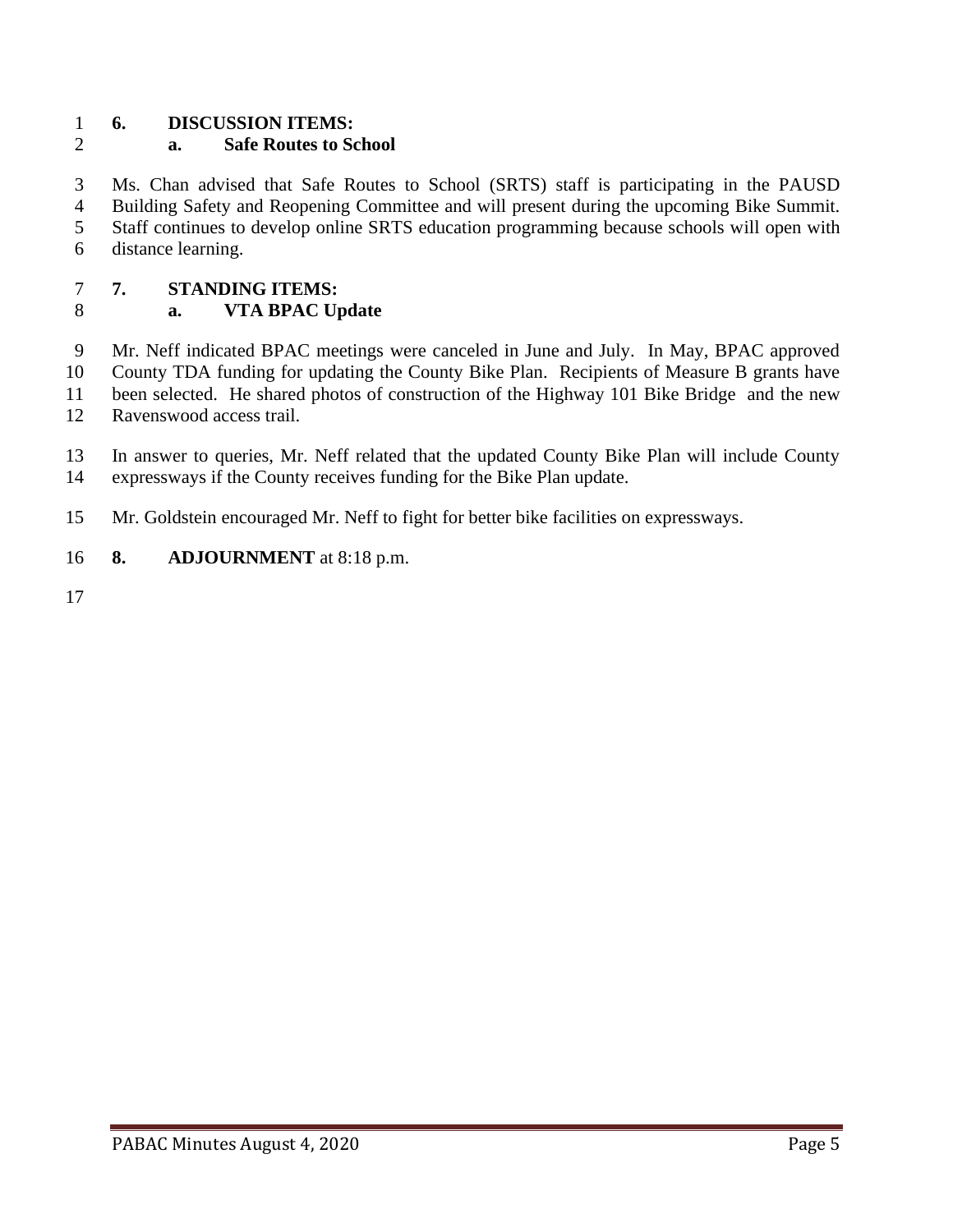## 6. DISCUSSION ITEMS:

### a. Safe Routes to School

Ms. Chan advised that Safe Routes to School (SRTS) staff is participating in the PAUSD Building Safety and Reopening Committee and will present during the upcoming Bike Summit. Staff continues to develop online SRTS education programming because schools will open with distance learning.

## 7. STANDING ITEMS:

### a. VTA BPAC Update

Mr. Neff indicated BPAC meetings were canceled in June and July. In May, BPAC approved County TDA funding for updating the County Bike Plan. Recipients of Measure B grants have been selected. He shared photos of construction of the Highway 101 Bike Bridge and the new Ravenswood access trail.

In answer to queries, Mr. Neff related that the updated County Bike Plan will include County expressways if the County receives funding for the Bike Plan update.

Mr. Goldstein encouraged Mr. Neff to fight for better bike facilities on expressways.

## 8. ADJOURNMENT at 8:18 p.m.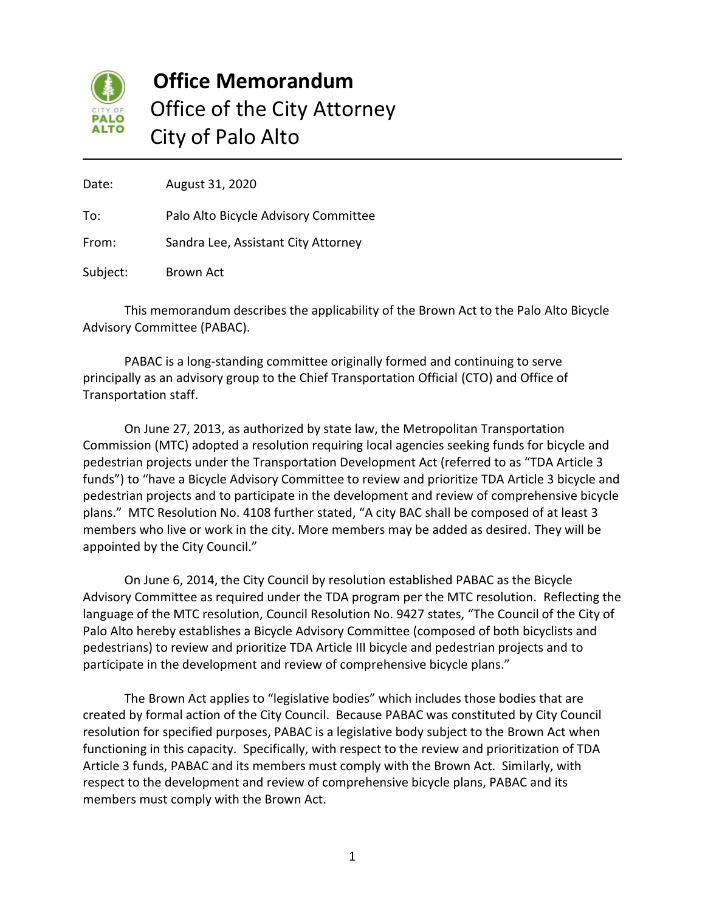# Office Memorandum

## Office of the City Attorney
## City of Palo Alto

Date: August 31, 2020

To: Palo Alto Bicycle Advisory Committee

From: Sandra Lee, Assistant City Attorney

Subject: Brown Act

---

This memorandum describes the applicability of the Brown Act to the Palo Alto Bicycle Advisory Committee (PABAC).

PABAC is a long-standing committee originally formed and continuing to serve principally as an advisory group to the Chief Transportation Official (CTO) and Office of Transportation staff.

On June 27, 2013, as authorized by state law, the Metropolitan Transportation Commission (MTC) adopted a resolution requiring local agencies seeking funds for bicycle and pedestrian projects under the Transportation Development Act (referred to as "TDA Article 3 funds") to "have a Bicycle Advisory Committee to review and prioritize TDA Article 3 bicycle and pedestrian projects and to participate in the development and review of comprehensive bicycle plans." MTC Resolution No. 4108 further stated, "A city BAC shall be composed of at least 3 members who live or work in the city. More members may be added as desired. They will be appointed by the City Council."

On June 6, 2014, the City Council by resolution established PABAC as the Bicycle Advisory Committee as required under the TDA program per the MTC resolution. Reflecting the language of the MTC resolution, Council Resolution No. 9427 states, "The Council of the City of Palo Alto hereby establishes a Bicycle Advisory Committee (composed of both bicyclists and pedestrians) to review and prioritize TDA Article III bicycle and pedestrian projects and to participate in the development and review of comprehensive bicycle plans."

The Brown Act applies to "legislative bodies" which includes those bodies that are created by formal action of the City Council. Because PABAC was constituted by City Council resolution for specified purposes, PABAC is a legislative body subject to the Brown Act when functioning in this capacity. Specifically, with respect to the review and prioritization of TDA Article 3 funds, PABAC and its members must comply with the Brown Act. Similarly, with respect to the development and review of comprehensive bicycle plans, PABAC and its members must comply with the Brown Act.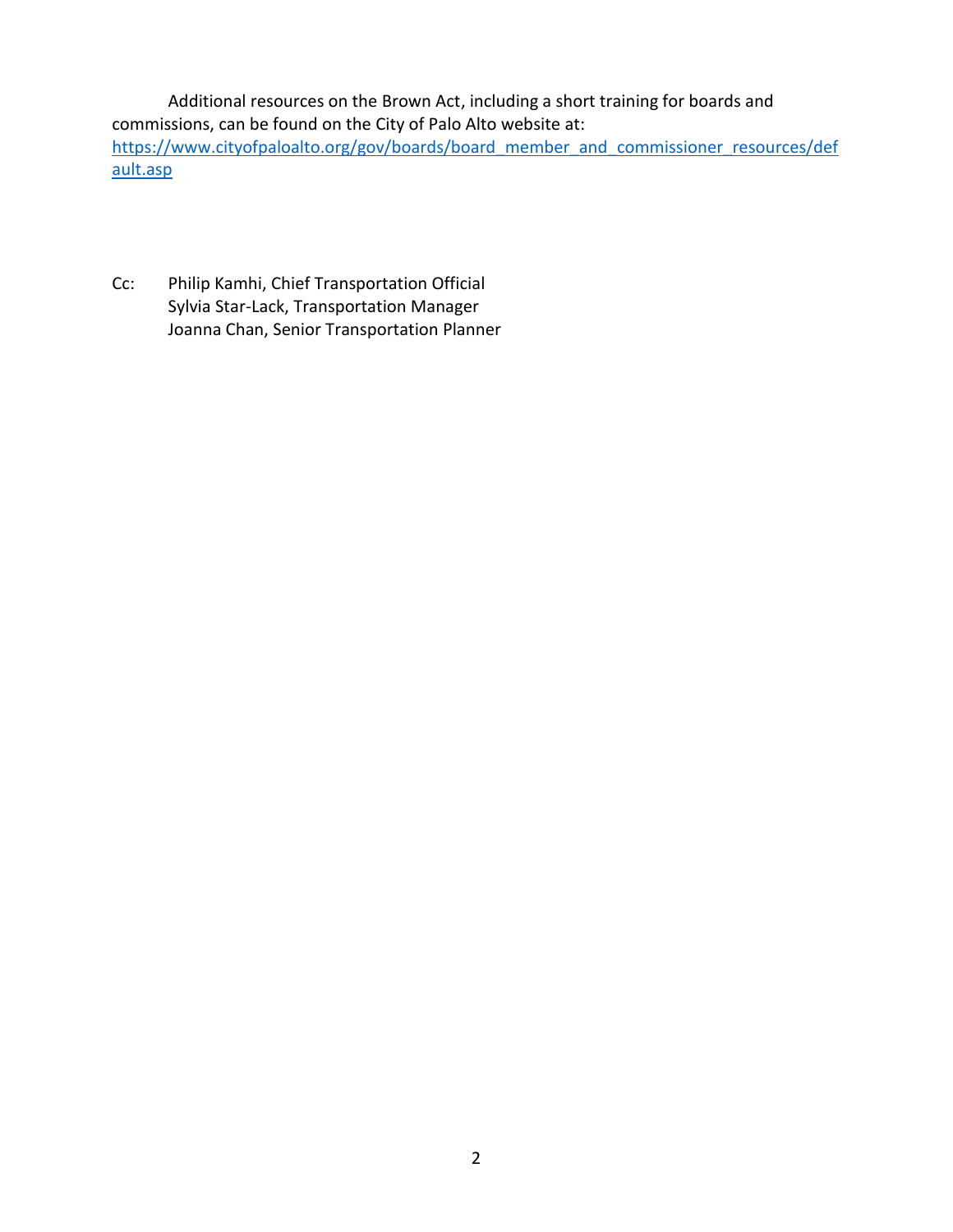Additional resources on the Brown Act, including a short training for boards and commissions, can be found on the City of Palo Alto website at: [https://www.cityofpaloalto.org/gov/boards/board_member_and_commissioner_resources/default.asp](https://www.cityofpaloalto.org/gov/boards/board_member_and_commissioner_resources/default.asp)

Cc: Philip Kamhi, Chief Transportation Official
Sylvia Star-Lack, Transportation Manager
Joanna Chan, Senior Transportation Planner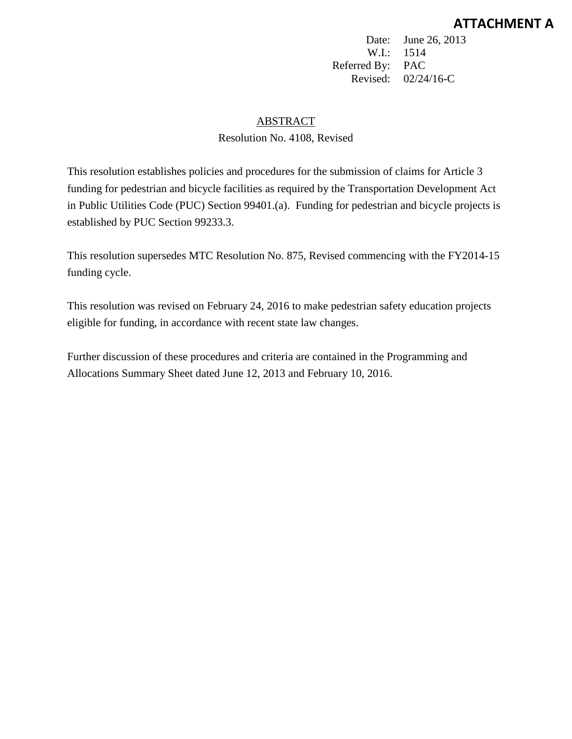**ATTACHMENT A**

Date: June 26, 2013
W.I.: 1514
Referred By: PAC
Revised: 02/24/16-C

## ABSTRACT

Resolution No. 4108, Revised

This resolution establishes policies and procedures for the submission of claims for Article 3 funding for pedestrian and bicycle facilities as required by the Transportation Development Act in Public Utilities Code (PUC) Section 99401.(a). Funding for pedestrian and bicycle projects is established by PUC Section 99233.3.

This resolution supersedes MTC Resolution No. 875, Revised commencing with the FY2014-15 funding cycle.

This resolution was revised on February 24, 2016 to make pedestrian safety education projects eligible for funding, in accordance with recent state law changes.

Further discussion of these procedures and criteria are contained in the Programming and Allocations Summary Sheet dated June 12, 2013 and February 10, 2016.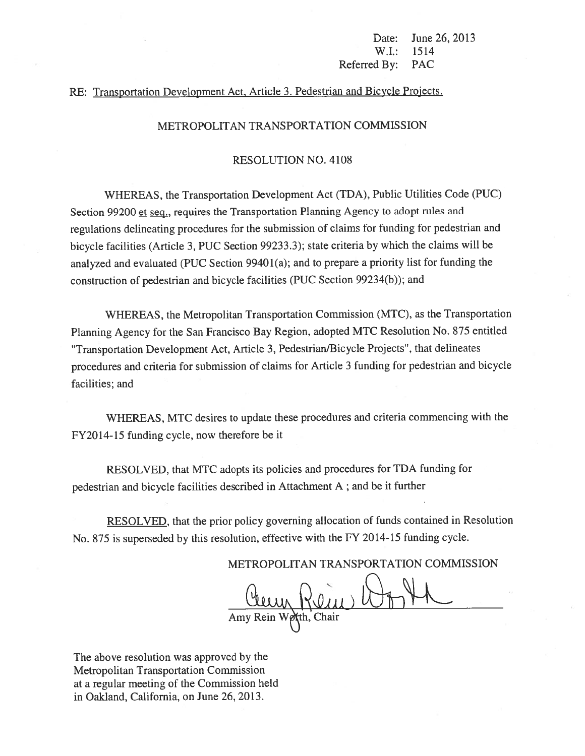Date: June 26, 2013
W.I.: 1514
Referred By: PAC

RE: Transportation Development Act, Article 3. Pedestrian and Bicycle Projects.

METROPOLITAN TRANSPORTATION COMMISSION

RESOLUTION NO. 4108

WHEREAS, the Transportation Development Act (TDA), Public Utilities Code (PUC) Section 99200 et seq., requires the Transportation Planning Agency to adopt rules and regulations delineating procedures for the submission of claims for funding for pedestrian and bicycle facilities (Article 3, PUC Section 99233.3); state criteria by which the claims will be analyzed and evaluated (PUC Section 99401(a); and to prepare a priority list for funding the construction of pedestrian and bicycle facilities (PUC Section 99234(b)); and

WHEREAS, the Metropolitan Transportation Commission (MTC), as the Transportation Planning Agency for the San Francisco Bay Region, adopted MTC Resolution No. 875 entitled "Transportation Development Act, Article 3, Pedestrian/Bicycle Projects", that delineates procedures and criteria for submission of claims for Article 3 funding for pedestrian and bicycle facilities; and

WHEREAS, MTC desires to update these procedures and criteria commencing with the FY2014-15 funding cycle, now therefore be it

RESOLVED, that MTC adopts its policies and procedures for TDA funding for pedestrian and bicycle facilities described in Attachment A ; and be it further

RESOLVED, that the prior policy governing allocation of funds contained in Resolution No. 875 is superseded by this resolution, effective with the FY 2014-15 funding cycle.

METROPOLITAN TRANSPORTATION COMMISSION

Amy Rein Worth, Chair

The above resolution was approved by the Metropolitan Transportation Commission at a regular meeting of the Commission held in Oakland, California, on June 26, 2013.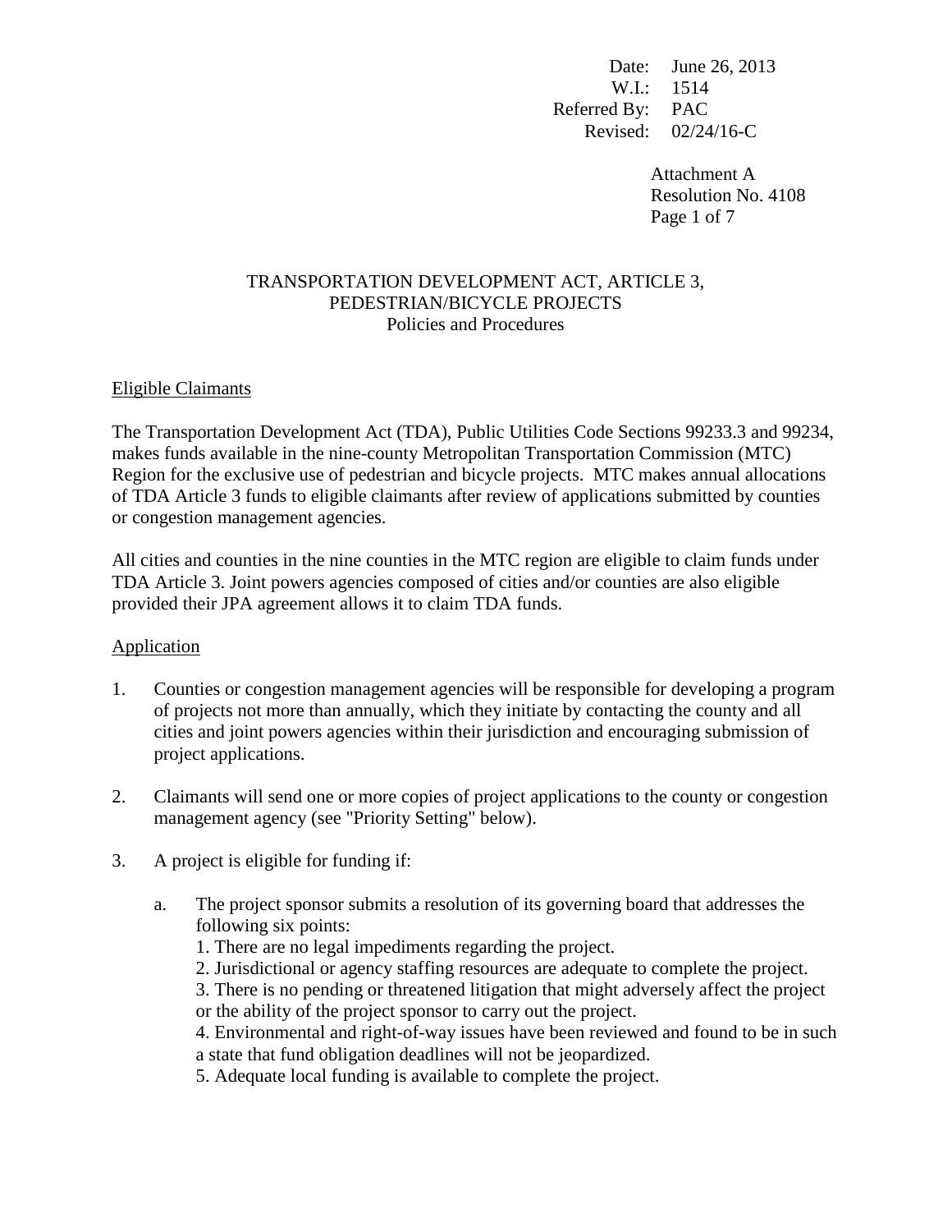Date: June 26, 2013
W.I.: 1514
Referred By: PAC
Revised: 02/24/16-C

Attachment A
Resolution No. 4108

## TRANSPORTATION DEVELOPMENT ACT, ARTICLE 3, PEDESTRIAN/BICYCLE PROJECTS

### Policies and Procedures

### Eligible Claimants

The Transportation Development Act (TDA), Public Utilities Code Sections 99233.3 and 99234, makes funds available in the nine-county Metropolitan Transportation Commission (MTC) Region for the exclusive use of pedestrian and bicycle projects. MTC makes annual allocations of TDA Article 3 funds to eligible claimants after review of applications submitted by counties or congestion management agencies.

All cities and counties in the nine counties in the MTC region are eligible to claim funds under TDA Article 3. Joint powers agencies composed of cities and/or counties are also eligible provided their JPA agreement allows it to claim TDA funds.

### Application

1. Counties or congestion management agencies will be responsible for developing a program of projects not more than annually, which they initiate by contacting the county and all cities and joint powers agencies within their jurisdiction and encouraging submission of project applications.

2. Claimants will send one or more copies of project applications to the county or congestion management agency (see "Priority Setting" below).

3. A project is eligible for funding if:

   a. The project sponsor submits a resolution of its governing board that addresses the following six points:
      1. There are no legal impediments regarding the project.
      2. Jurisdictional or agency staffing resources are adequate to complete the project.
      3. There is no pending or threatened litigation that might adversely affect the project or the ability of the project sponsor to carry out the project.
      4. Environmental and right-of-way issues have been reviewed and found to be in such a state that fund obligation deadlines will not be jeopardized.
      5. Adequate local funding is available to complete the project.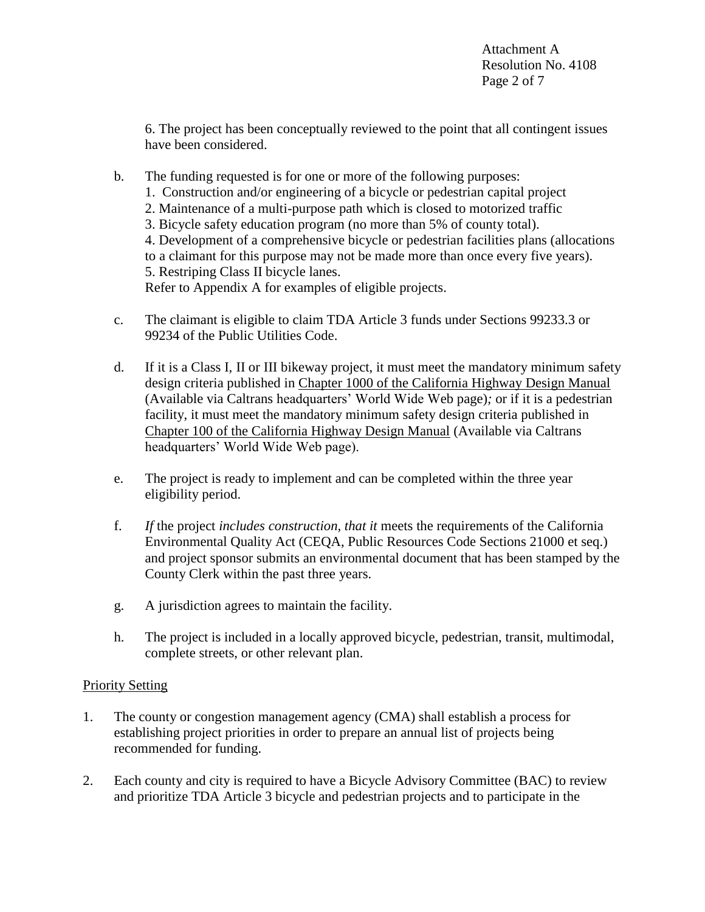6. The project has been conceptually reviewed to the point that all contingent issues have been considered.

b. The funding requested is for one or more of the following purposes:
   1. Construction and/or engineering of a bicycle or pedestrian capital project
   2. Maintenance of a multi-purpose path which is closed to motorized traffic
   3. Bicycle safety education program (no more than 5% of county total).
   4. Development of a comprehensive bicycle or pedestrian facilities plans (allocations to a claimant for this purpose may not be made more than once every five years).
   5. Restriping Class II bicycle lanes.

   Refer to Appendix A for examples of eligible projects.

c. The claimant is eligible to claim TDA Article 3 funds under Sections 99233.3 or 99234 of the Public Utilities Code.

d. If it is a Class I, II or III bikeway project, it must meet the mandatory minimum safety design criteria published in Chapter 1000 of the California Highway Design Manual (Available via Caltrans headquarters' World Wide Web page)*;* or if it is a pedestrian facility, it must meet the mandatory minimum safety design criteria published in Chapter 100 of the California Highway Design Manual (Available via Caltrans headquarters' World Wide Web page).

e. The project is ready to implement and can be completed within the three year eligibility period.

f. *If* the project *includes construction, that it* meets the requirements of the California Environmental Quality Act (CEQA, Public Resources Code Sections 21000 et seq.) and project sponsor submits an environmental document that has been stamped by the County Clerk within the past three years.

g. A jurisdiction agrees to maintain the facility.

h. The project is included in a locally approved bicycle, pedestrian, transit, multimodal, complete streets, or other relevant plan.

## Priority Setting

1. The county or congestion management agency (CMA) shall establish a process for establishing project priorities in order to prepare an annual list of projects being recommended for funding.

2. Each county and city is required to have a Bicycle Advisory Committee (BAC) to review and prioritize TDA Article 3 bicycle and pedestrian projects and to participate in the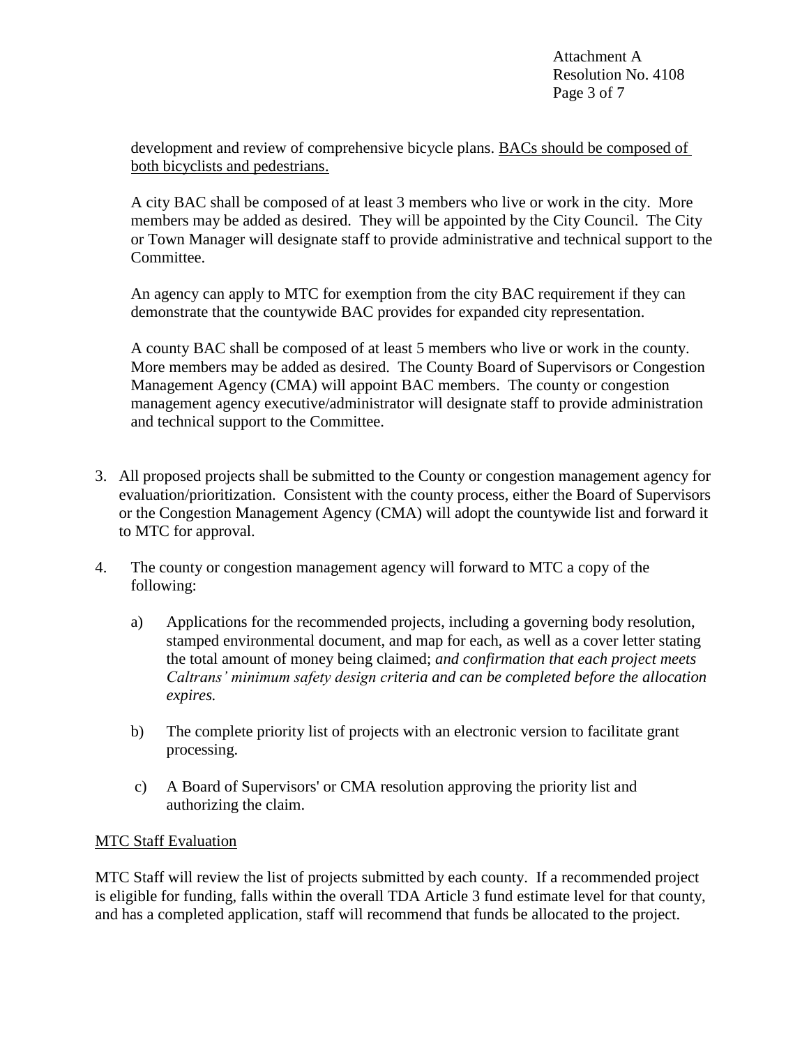development and review of comprehensive bicycle plans. <u>BACs should be composed of both bicyclists and pedestrians.</u>

A city BAC shall be composed of at least 3 members who live or work in the city. More members may be added as desired. They will be appointed by the City Council. The City or Town Manager will designate staff to provide administrative and technical support to the Committee.

An agency can apply to MTC for exemption from the city BAC requirement if they can demonstrate that the countywide BAC provides for expanded city representation.

A county BAC shall be composed of at least 5 members who live or work in the county. More members may be added as desired. The County Board of Supervisors or Congestion Management Agency (CMA) will appoint BAC members. The county or congestion management agency executive/administrator will designate staff to provide administration and technical support to the Committee.

3. All proposed projects shall be submitted to the County or congestion management agency for evaluation/prioritization. Consistent with the county process, either the Board of Supervisors or the Congestion Management Agency (CMA) will adopt the countywide list and forward it to MTC for approval.

4. The county or congestion management agency will forward to MTC a copy of the following:

   a) Applications for the recommended projects, including a governing body resolution, stamped environmental document, and map for each, as well as a cover letter stating the total amount of money being claimed; *and confirmation that each project meets Caltrans' minimum safety design criteria and can be completed before the allocation expires.*

   b) The complete priority list of projects with an electronic version to facilitate grant processing.

   c) A Board of Supervisors' or CMA resolution approving the priority list and authorizing the claim.

<u>MTC Staff Evaluation</u>

MTC Staff will review the list of projects submitted by each county. If a recommended project is eligible for funding, falls within the overall TDA Article 3 fund estimate level for that county, and has a completed application, staff will recommend that funds be allocated to the project.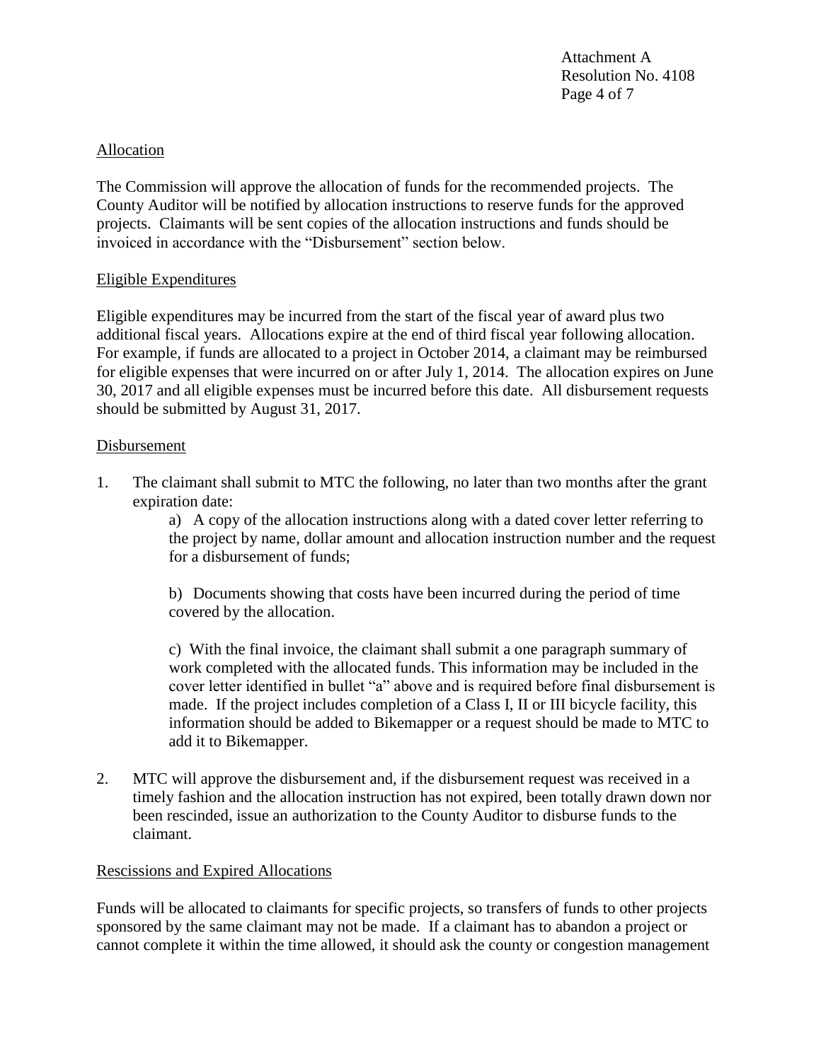## Allocation

The Commission will approve the allocation of funds for the recommended projects. The County Auditor will be notified by allocation instructions to reserve funds for the approved projects. Claimants will be sent copies of the allocation instructions and funds should be invoiced in accordance with the "Disbursement" section below.

## Eligible Expenditures

Eligible expenditures may be incurred from the start of the fiscal year of award plus two additional fiscal years. Allocations expire at the end of third fiscal year following allocation. For example, if funds are allocated to a project in October 2014, a claimant may be reimbursed for eligible expenses that were incurred on or after July 1, 2014. The allocation expires on June 30, 2017 and all eligible expenses must be incurred before this date. All disbursement requests should be submitted by August 31, 2017.

## Disbursement

1. The claimant shall submit to MTC the following, no later than two months after the grant expiration date:

   a) A copy of the allocation instructions along with a dated cover letter referring to the project by name, dollar amount and allocation instruction number and the request for a disbursement of funds;

   b) Documents showing that costs have been incurred during the period of time covered by the allocation.

   c) With the final invoice, the claimant shall submit a one paragraph summary of work completed with the allocated funds. This information may be included in the cover letter identified in bullet "a" above and is required before final disbursement is made. If the project includes completion of a Class I, II or III bicycle facility, this information should be added to Bikemapper or a request should be made to MTC to add it to Bikemapper.

2. MTC will approve the disbursement and, if the disbursement request was received in a timely fashion and the allocation instruction has not expired, been totally drawn down nor been rescinded, issue an authorization to the County Auditor to disburse funds to the claimant.

## Rescissions and Expired Allocations

Funds will be allocated to claimants for specific projects, so transfers of funds to other projects sponsored by the same claimant may not be made. If a claimant has to abandon a project or cannot complete it within the time allowed, it should ask the county or congestion management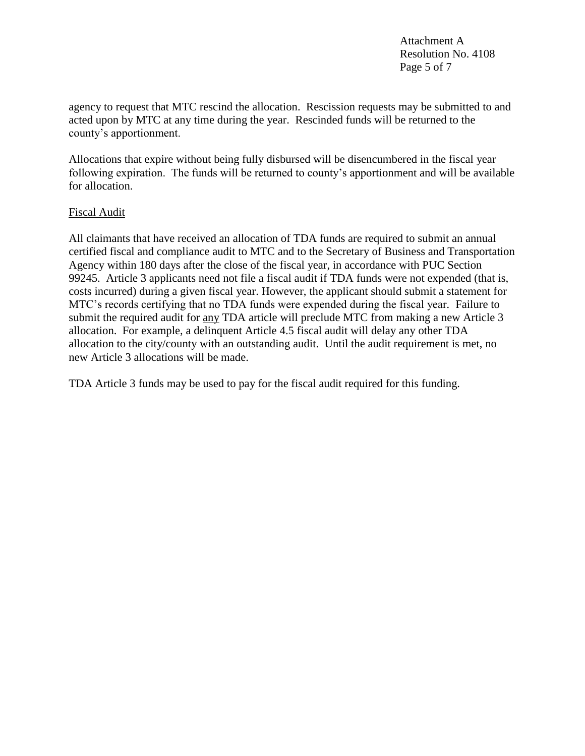agency to request that MTC rescind the allocation. Rescission requests may be submitted to and acted upon by MTC at any time during the year. Rescinded funds will be returned to the county's apportionment.

Allocations that expire without being fully disbursed will be disencumbered in the fiscal year following expiration. The funds will be returned to county's apportionment and will be available for allocation.

<u>Fiscal Audit</u>

All claimants that have received an allocation of TDA funds are required to submit an annual certified fiscal and compliance audit to MTC and to the Secretary of Business and Transportation Agency within 180 days after the close of the fiscal year, in accordance with PUC Section 99245. Article 3 applicants need not file a fiscal audit if TDA funds were not expended (that is, costs incurred) during a given fiscal year. However, the applicant should submit a statement for MTC's records certifying that no TDA funds were expended during the fiscal year. Failure to submit the required audit for <u>any</u> TDA article will preclude MTC from making a new Article 3 allocation. For example, a delinquent Article 4.5 fiscal audit will delay any other TDA allocation to the city/county with an outstanding audit. Until the audit requirement is met, no new Article 3 allocations will be made.

TDA Article 3 funds may be used to pay for the fiscal audit required for this funding.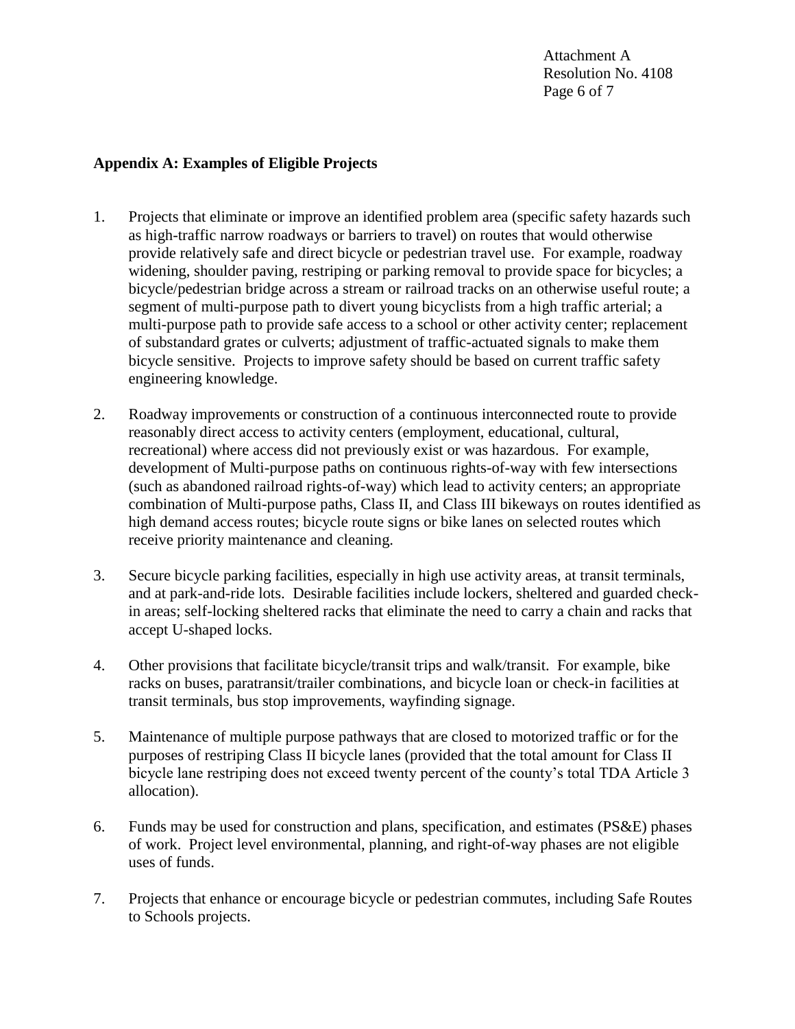## Appendix A: Examples of Eligible Projects

1. Projects that eliminate or improve an identified problem area (specific safety hazards such as high-traffic narrow roadways or barriers to travel) on routes that would otherwise provide relatively safe and direct bicycle or pedestrian travel use. For example, roadway widening, shoulder paving, restriping or parking removal to provide space for bicycles; a bicycle/pedestrian bridge across a stream or railroad tracks on an otherwise useful route; a segment of multi-purpose path to divert young bicyclists from a high traffic arterial; a multi-purpose path to provide safe access to a school or other activity center; replacement of substandard grates or culverts; adjustment of traffic-actuated signals to make them bicycle sensitive. Projects to improve safety should be based on current traffic safety engineering knowledge.

2. Roadway improvements or construction of a continuous interconnected route to provide reasonably direct access to activity centers (employment, educational, cultural, recreational) where access did not previously exist or was hazardous. For example, development of Multi-purpose paths on continuous rights-of-way with few intersections (such as abandoned railroad rights-of-way) which lead to activity centers; an appropriate combination of Multi-purpose paths, Class II, and Class III bikeways on routes identified as high demand access routes; bicycle route signs or bike lanes on selected routes which receive priority maintenance and cleaning.

3. Secure bicycle parking facilities, especially in high use activity areas, at transit terminals, and at park-and-ride lots. Desirable facilities include lockers, sheltered and guarded check-in areas; self-locking sheltered racks that eliminate the need to carry a chain and racks that accept U-shaped locks.

4. Other provisions that facilitate bicycle/transit trips and walk/transit. For example, bike racks on buses, paratransit/trailer combinations, and bicycle loan or check-in facilities at transit terminals, bus stop improvements, wayfinding signage.

5. Maintenance of multiple purpose pathways that are closed to motorized traffic or for the purposes of restriping Class II bicycle lanes (provided that the total amount for Class II bicycle lane restriping does not exceed twenty percent of the county's total TDA Article 3 allocation).

6. Funds may be used for construction and plans, specification, and estimates (PS&E) phases of work. Project level environmental, planning, and right-of-way phases are not eligible uses of funds.

7. Projects that enhance or encourage bicycle or pedestrian commutes, including Safe Routes to Schools projects.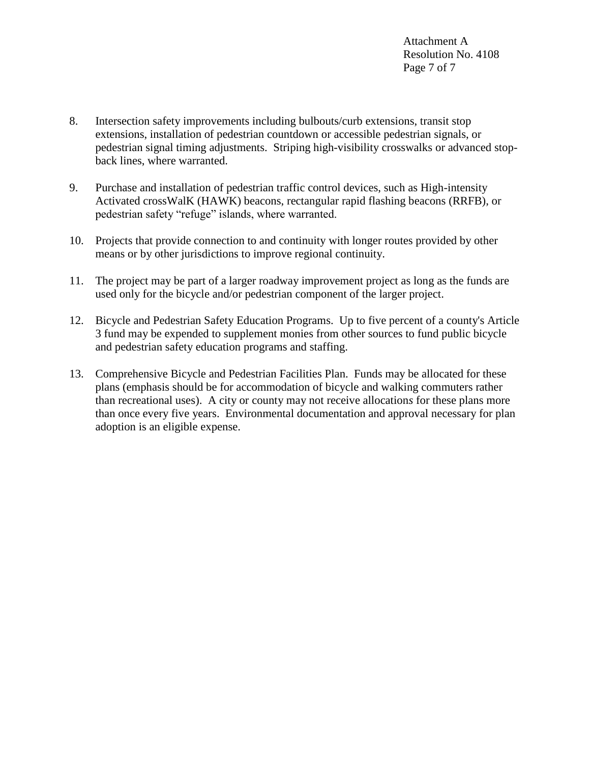8. Intersection safety improvements including bulbouts/curb extensions, transit stop extensions, installation of pedestrian countdown or accessible pedestrian signals, or pedestrian signal timing adjustments. Striping high-visibility crosswalks or advanced stop-back lines, where warranted.

9. Purchase and installation of pedestrian traffic control devices, such as High-intensity Activated crossWalK (HAWK) beacons, rectangular rapid flashing beacons (RRFB), or pedestrian safety "refuge" islands, where warranted.

10. Projects that provide connection to and continuity with longer routes provided by other means or by other jurisdictions to improve regional continuity.

11. The project may be part of a larger roadway improvement project as long as the funds are used only for the bicycle and/or pedestrian component of the larger project.

12. Bicycle and Pedestrian Safety Education Programs. Up to five percent of a county's Article 3 fund may be expended to supplement monies from other sources to fund public bicycle and pedestrian safety education programs and staffing.

13. Comprehensive Bicycle and Pedestrian Facilities Plan. Funds may be allocated for these plans (emphasis should be for accommodation of bicycle and walking commuters rather than recreational uses). A city or county may not receive allocations for these plans more than once every five years. Environmental documentation and approval necessary for plan adoption is an eligible expense.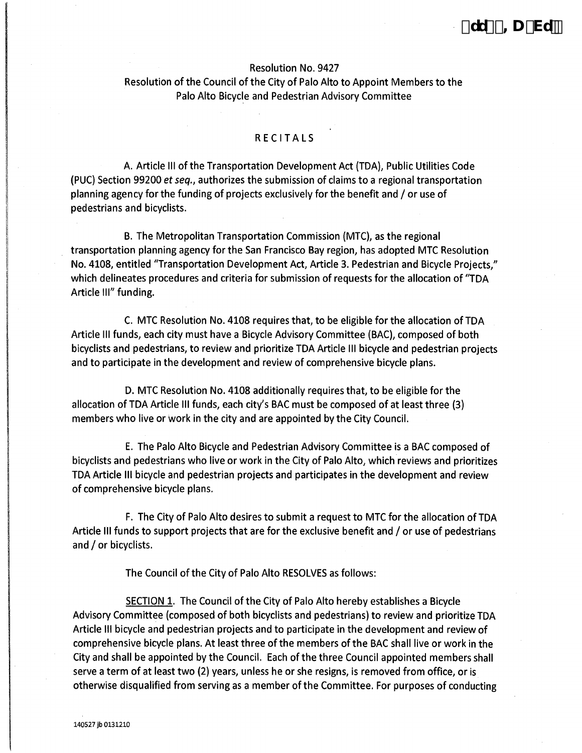Resolution No. 9427

Resolution of the Council of the City of Palo Alto to Appoint Members to the Palo Alto Bicycle and Pedestrian Advisory Committee

RECITALS

A. Article III of the Transportation Development Act (TDA), Public Utilities Code (PUC) Section 99200 *et seq.*, authorizes the submission of claims to a regional transportation planning agency for the funding of projects exclusively for the benefit and / or use of pedestrians and bicyclists.

B. The Metropolitan Transportation Commission (MTC), as the regional transportation planning agency for the San Francisco Bay region, has adopted MTC Resolution No. 4108, entitled "Transportation Development Act, Article 3. Pedestrian and Bicycle Projects," which delineates procedures and criteria for submission of requests for the allocation of "TDA Article III" funding.

C. MTC Resolution No. 4108 requires that, to be eligible for the allocation of TDA Article III funds, each city must have a Bicycle Advisory Committee (BAC), composed of both bicyclists and pedestrians, to review and prioritize TDA Article III bicycle and pedestrian projects and to participate in the development and review of comprehensive bicycle plans.

D. MTC Resolution No. 4108 additionally requires that, to be eligible for the allocation of TDA Article III funds, each city's BAC must be composed of at least three (3) members who live or work in the city and are appointed by the City Council.

E. The Palo Alto Bicycle and Pedestrian Advisory Committee is a BAC composed of bicyclists and pedestrians who live or work in the City of Palo Alto, which reviews and prioritizes TDA Article III bicycle and pedestrian projects and participates in the development and review of comprehensive bicycle plans.

F. The City of Palo Alto desires to submit a request to MTC for the allocation of TDA Article III funds to support projects that are for the exclusive benefit and / or use of pedestrians and / or bicyclists.

The Council of the City of Palo Alto RESOLVES as follows:

SECTION 1. The Council of the City of Palo Alto hereby establishes a Bicycle Advisory Committee (composed of both bicyclists and pedestrians) to review and prioritize TDA Article III bicycle and pedestrian projects and to participate in the development and review of comprehensive bicycle plans. At least three of the members of the BAC shall live or work in the City and shall be appointed by the Council. Each of the three Council appointed members shall serve a term of at least two (2) years, unless he or she resigns, is removed from office, or is otherwise disqualified from serving as a member of the Committee. For purposes of conducting

140527 jb 0131210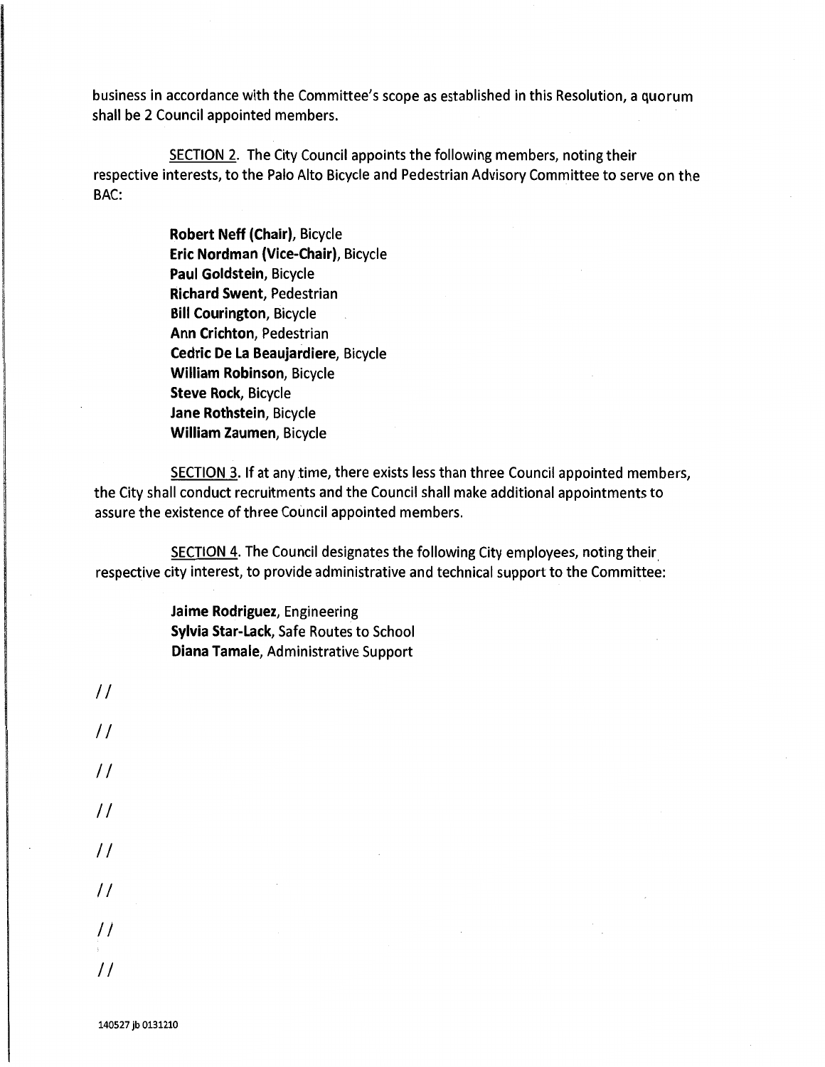business in accordance with the Committee's scope as established in this Resolution, a quorum shall be 2 Council appointed members.

SECTION 2. The City Council appoints the following members, noting their respective interests, to the Palo Alto Bicycle and Pedestrian Advisory Committee to serve on the BAC:

**Robert Neff (Chair)**, Bicycle
**Eric Nordman (Vice-Chair)**, Bicycle
**Paul Goldstein**, Bicycle
**Richard Swent**, Pedestrian
**Bill Courington**, Bicycle
**Ann Crichton**, Pedestrian
**Cedric De La Beaujardiere**, Bicycle
**William Robinson**, Bicycle
**Steve Rock**, Bicycle
**Jane Rothstein**, Bicycle
**William Zaumen**, Bicycle

SECTION 3. If at any time, there exists less than three Council appointed members, the City shall conduct recruitments and the Council shall make additional appointments to assure the existence of three Council appointed members.

SECTION 4. The Council designates the following City employees, noting their respective city interest, to provide administrative and technical support to the Committee:

**Jaime Rodriguez**, Engineering
**Sylvia Star-Lack**, Safe Routes to School
**Diana Tamale**, Administrative Support

//

//

//

//

//

//

//

//

140527 jb 0131210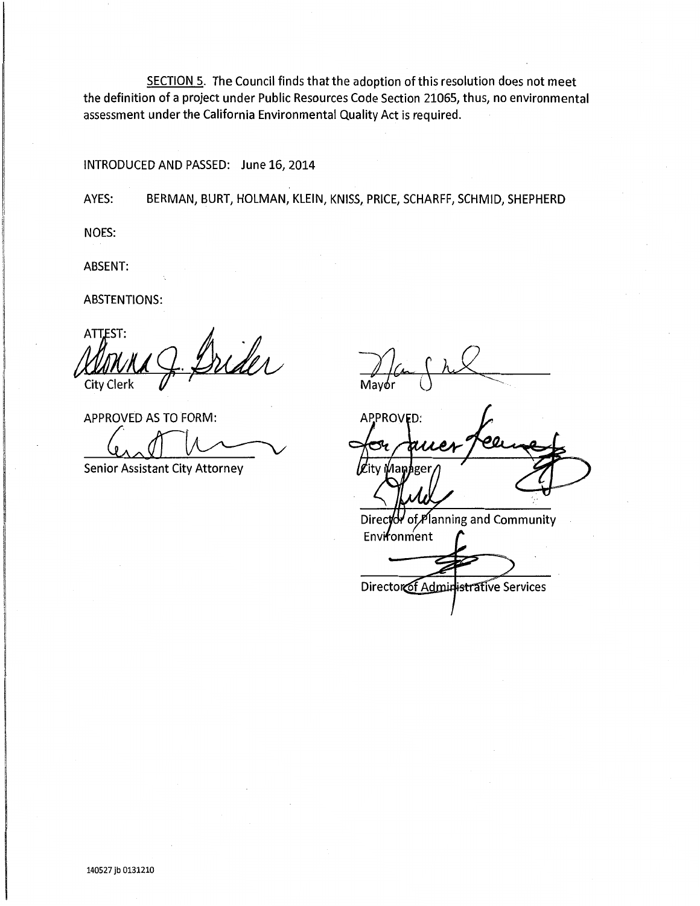SECTION 5. The Council finds that the adoption of this resolution does not meet the definition of a project under Public Resources Code Section 21065, thus, no environmental assessment under the California Environmental Quality Act is required.

INTRODUCED AND PASSED: June 16, 2014

AYES: BERMAN, BURT, HOLMAN, KLEIN, KNISS, PRICE, SCHARFF, SCHMID, SHEPHERD

NOES:

ABSENT:

ABSTENTIONS:

ATTEST:

City Clerk

Mayor

APPROVED AS TO FORM:

Senior Assistant City Attorney

APPROVED:

City Manager

Director of Planning and Community Environment

Director of Administrative Services

140527 jb 0131210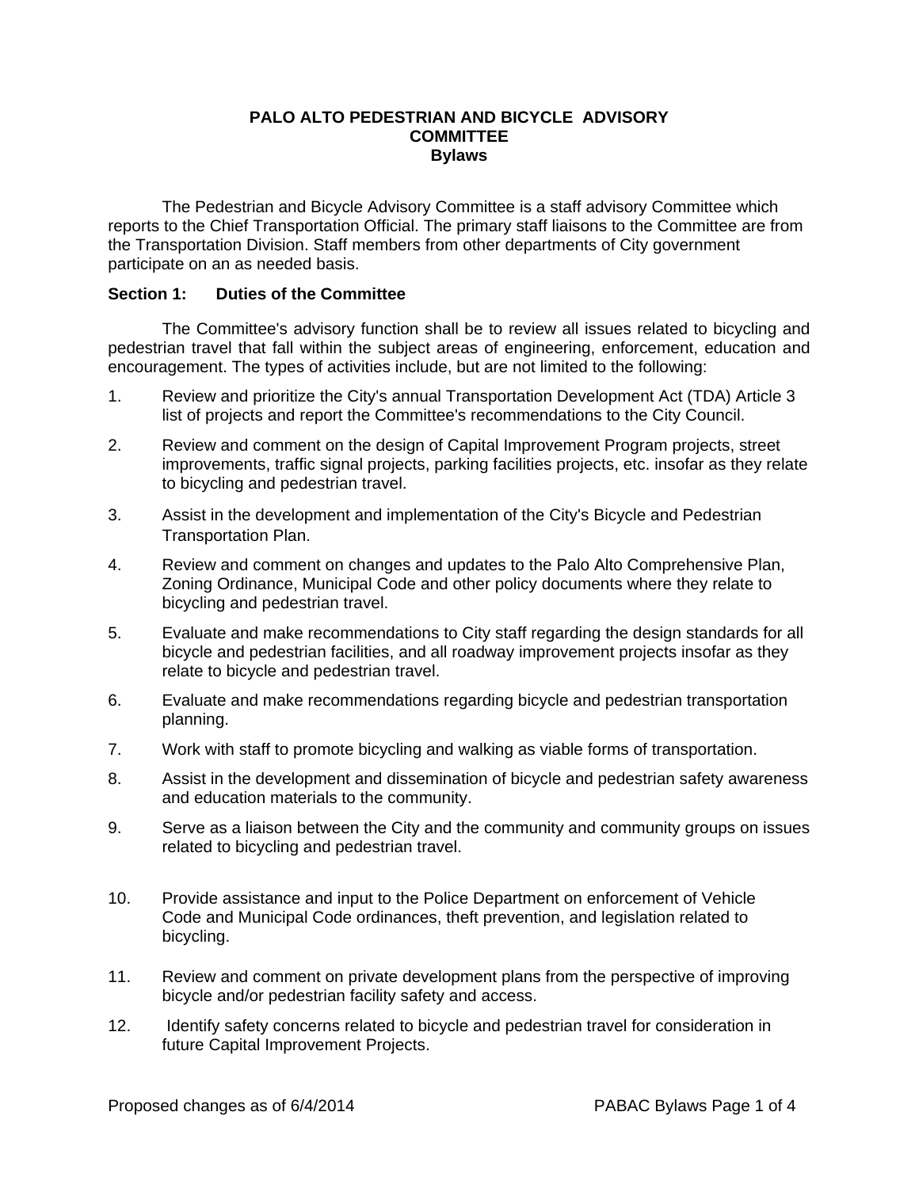# PALO ALTO PEDESTRIAN AND BICYCLE ADVISORY COMMITTEE
## Bylaws

The Pedestrian and Bicycle Advisory Committee is a staff advisory Committee which reports to the Chief Transportation Official. The primary staff liaisons to the Committee are from the Transportation Division. Staff members from other departments of City government participate on an as needed basis.

### Section 1: Duties of the Committee

The Committee's advisory function shall be to review all issues related to bicycling and pedestrian travel that fall within the subject areas of engineering, enforcement, education and encouragement. The types of activities include, but are not limited to the following:

1. Review and prioritize the City's annual Transportation Development Act (TDA) Article 3 list of projects and report the Committee's recommendations to the City Council.
2. Review and comment on the design of Capital Improvement Program projects, street improvements, traffic signal projects, parking facilities projects, etc. insofar as they relate to bicycling and pedestrian travel.
3. Assist in the development and implementation of the City's Bicycle and Pedestrian Transportation Plan.
4. Review and comment on changes and updates to the Palo Alto Comprehensive Plan, Zoning Ordinance, Municipal Code and other policy documents where they relate to bicycling and pedestrian travel.
5. Evaluate and make recommendations to City staff regarding the design standards for all bicycle and pedestrian facilities, and all roadway improvement projects insofar as they relate to bicycle and pedestrian travel.
6. Evaluate and make recommendations regarding bicycle and pedestrian transportation planning.
7. Work with staff to promote bicycling and walking as viable forms of transportation.
8. Assist in the development and dissemination of bicycle and pedestrian safety awareness and education materials to the community.
9. Serve as a liaison between the City and the community and community groups on issues related to bicycling and pedestrian travel.
10. Provide assistance and input to the Police Department on enforcement of Vehicle Code and Municipal Code ordinances, theft prevention, and legislation related to bicycling.
11. Review and comment on private development plans from the perspective of improving bicycle and/or pedestrian facility safety and access.
12. Identify safety concerns related to bicycle and pedestrian travel for consideration in future Capital Improvement Projects.

Proposed changes as of 6/4/2014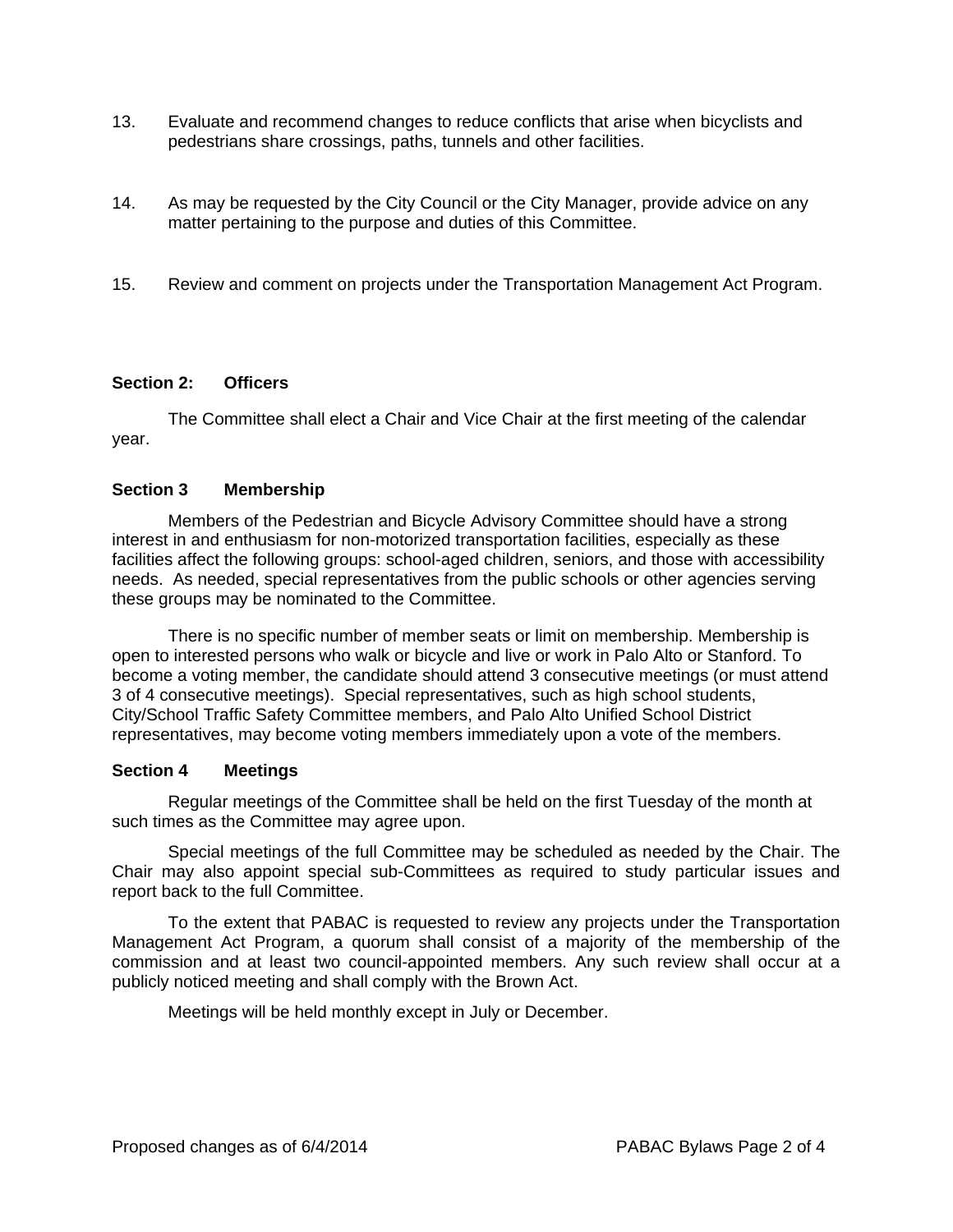13. Evaluate and recommend changes to reduce conflicts that arise when bicyclists and pedestrians share crossings, paths, tunnels and other facilities.

14. As may be requested by the City Council or the City Manager, provide advice on any matter pertaining to the purpose and duties of this Committee.

15. Review and comment on projects under the Transportation Management Act Program.

**Section 2: Officers**

The Committee shall elect a Chair and Vice Chair at the first meeting of the calendar year.

**Section 3 Membership**

Members of the Pedestrian and Bicycle Advisory Committee should have a strong interest in and enthusiasm for non-motorized transportation facilities, especially as these facilities affect the following groups: school-aged children, seniors, and those with accessibility needs. As needed, special representatives from the public schools or other agencies serving these groups may be nominated to the Committee.

There is no specific number of member seats or limit on membership. Membership is open to interested persons who walk or bicycle and live or work in Palo Alto or Stanford. To become a voting member, the candidate should attend 3 consecutive meetings (or must attend 3 of 4 consecutive meetings). Special representatives, such as high school students, City/School Traffic Safety Committee members, and Palo Alto Unified School District representatives, may become voting members immediately upon a vote of the members.

**Section 4 Meetings**

Regular meetings of the Committee shall be held on the first Tuesday of the month at such times as the Committee may agree upon.

Special meetings of the full Committee may be scheduled as needed by the Chair. The Chair may also appoint special sub-Committees as required to study particular issues and report back to the full Committee.

To the extent that PABAC is requested to review any projects under the Transportation Management Act Program, a quorum shall consist of a majority of the membership of the commission and at least two council-appointed members. Any such review shall occur at a publicly noticed meeting and shall comply with the Brown Act.

Meetings will be held monthly except in July or December.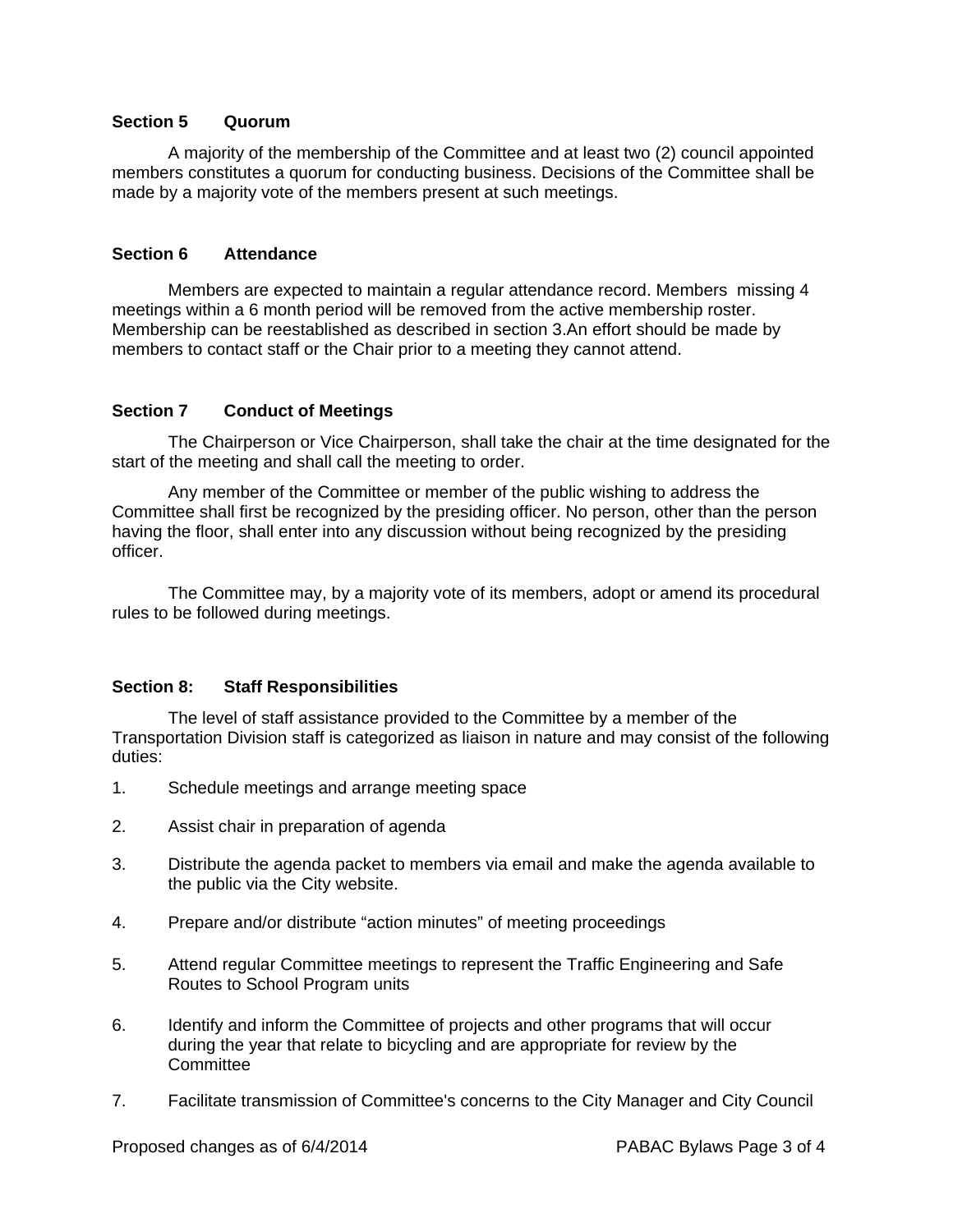**Section 5 Quorum**

A majority of the membership of the Committee and at least two (2) council appointed members constitutes a quorum for conducting business. Decisions of the Committee shall be made by a majority vote of the members present at such meetings.

**Section 6 Attendance**

Members are expected to maintain a regular attendance record. Members missing 4 meetings within a 6 month period will be removed from the active membership roster. Membership can be reestablished as described in section 3.An effort should be made by members to contact staff or the Chair prior to a meeting they cannot attend.

**Section 7 Conduct of Meetings**

The Chairperson or Vice Chairperson, shall take the chair at the time designated for the start of the meeting and shall call the meeting to order.

Any member of the Committee or member of the public wishing to address the Committee shall first be recognized by the presiding officer. No person, other than the person having the floor, shall enter into any discussion without being recognized by the presiding officer.

The Committee may, by a majority vote of its members, adopt or amend its procedural rules to be followed during meetings.

**Section 8: Staff Responsibilities**

The level of staff assistance provided to the Committee by a member of the Transportation Division staff is categorized as liaison in nature and may consist of the following duties:

1. Schedule meetings and arrange meeting space
2. Assist chair in preparation of agenda
3. Distribute the agenda packet to members via email and make the agenda available to the public via the City website.
4. Prepare and/or distribute "action minutes" of meeting proceedings
5. Attend regular Committee meetings to represent the Traffic Engineering and Safe Routes to School Program units
6. Identify and inform the Committee of projects and other programs that will occur during the year that relate to bicycling and are appropriate for review by the Committee
7. Facilitate transmission of Committee's concerns to the City Manager and City Council

Proposed changes as of 6/4/2014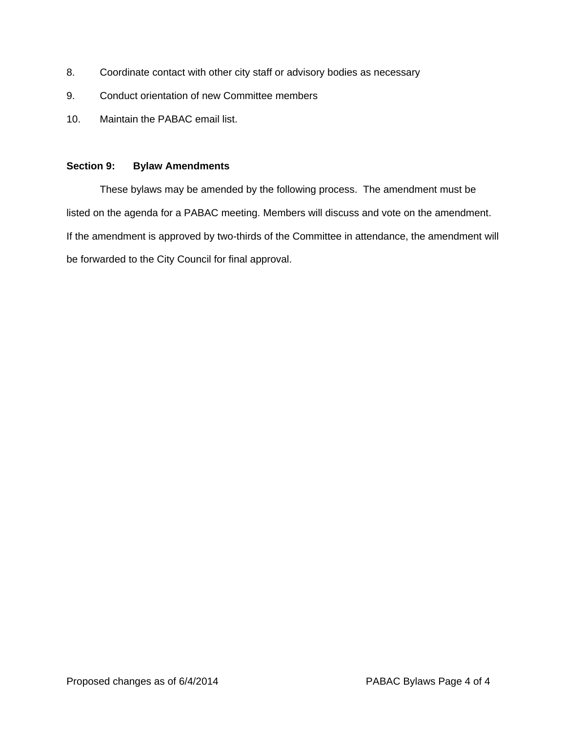8. Coordinate contact with other city staff or advisory bodies as necessary
9. Conduct orientation of new Committee members
10. Maintain the PABAC email list.

**Section 9: Bylaw Amendments**

These bylaws may be amended by the following process. The amendment must be listed on the agenda for a PABAC meeting. Members will discuss and vote on the amendment. If the amendment is approved by two-thirds of the Committee in attendance, the amendment will be forwarded to the City Council for final approval.